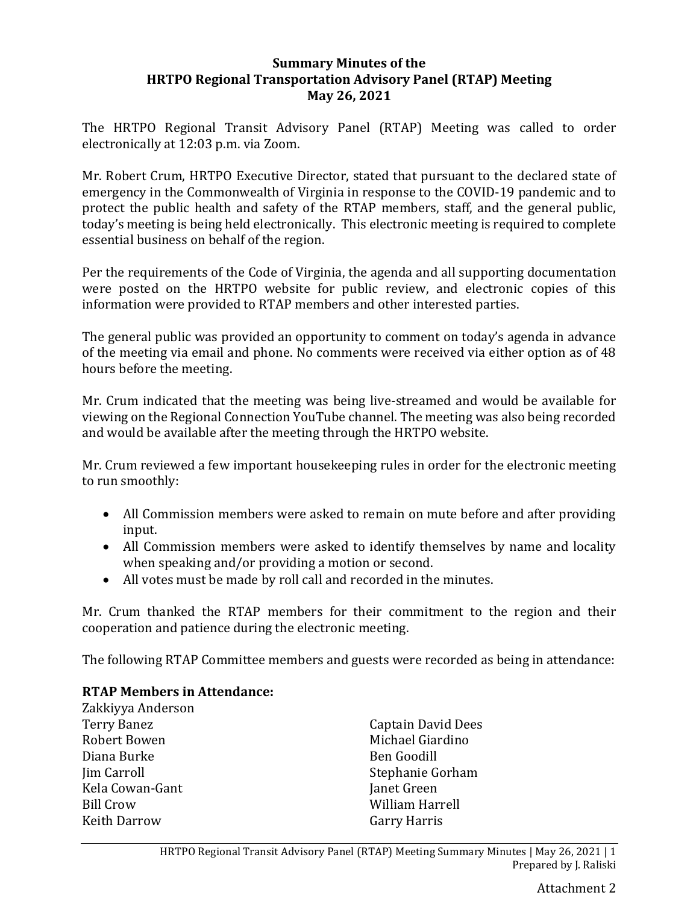**Summary Minutes of the**
**HRTPO Regional Transportation Advisory Panel (RTAP) Meeting**
**May 26, 2021**

The HRTPO Regional Transit Advisory Panel (RTAP) Meeting was called to order electronically at 12:03 p.m. via Zoom.

Mr. Robert Crum, HRTPO Executive Director, stated that pursuant to the declared state of emergency in the Commonwealth of Virginia in response to the COVID-19 pandemic and to protect the public health and safety of the RTAP members, staff, and the general public, today's meeting is being held electronically. This electronic meeting is required to complete essential business on behalf of the region.

Per the requirements of the Code of Virginia, the agenda and all supporting documentation were posted on the HRTPO website for public review, and electronic copies of this information were provided to RTAP members and other interested parties.

The general public was provided an opportunity to comment on today's agenda in advance of the meeting via email and phone. No comments were received via either option as of 48 hours before the meeting.

Mr. Crum indicated that the meeting was being live-streamed and would be available for viewing on the Regional Connection YouTube channel. The meeting was also being recorded and would be available after the meeting through the HRTPO website.

Mr. Crum reviewed a few important housekeeping rules in order for the electronic meeting to run smoothly:

- All Commission members were asked to remain on mute before and after providing input.
- All Commission members were asked to identify themselves by name and locality when speaking and/or providing a motion or second.
- All votes must be made by roll call and recorded in the minutes.

Mr. Crum thanked the RTAP members for their commitment to the region and their cooperation and patience during the electronic meeting.

The following RTAP Committee members and guests were recorded as being in attendance:

**RTAP Members in Attendance:**

Zakkiyya Anderson
Terry Banez
Robert Bowen
Diana Burke
Jim Carroll
Kela Cowan-Gant
Bill Crow
Keith Darrow
Captain David Dees
Michael Giardino
Ben Goodill
Stephanie Gorham
Janet Green
William Harrell
Garry Harris

Attachment 2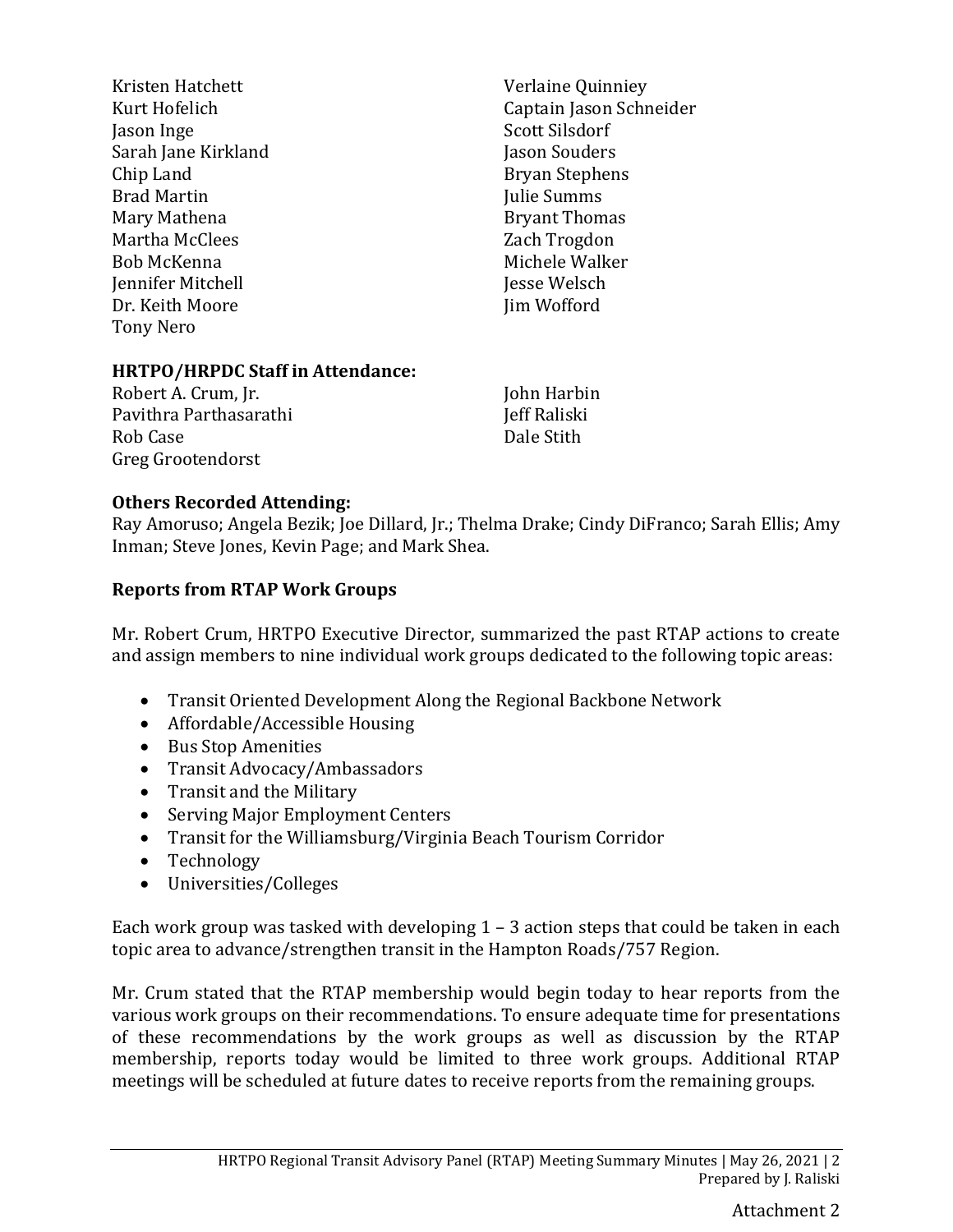Kristen Hatchett
Kurt Hofelich
Jason Inge
Sarah Jane Kirkland
Chip Land
Brad Martin
Mary Mathena
Martha McClees
Bob McKenna
Jennifer Mitchell
Dr. Keith Moore
Tony Nero
Verlaine Quinniey
Captain Jason Schneider
Scott Silsdorf
Jason Souders
Bryan Stephens
Julie Summs
Bryant Thomas
Zach Trogdon
Michele Walker
Jesse Welsch
Jim Wofford

**HRTPO/HRPDC Staff in Attendance:**

Robert A. Crum, Jr.
Pavithra Parthasarathi
Rob Case
Greg Grootendorst
John Harbin
Jeff Raliski
Dale Stith

**Others Recorded Attending:**

Ray Amoruso; Angela Bezik; Joe Dillard, Jr.; Thelma Drake; Cindy DiFranco; Sarah Ellis; Amy Inman; Steve Jones, Kevin Page; and Mark Shea.

**Reports from RTAP Work Groups**

Mr. Robert Crum, HRTPO Executive Director, summarized the past RTAP actions to create and assign members to nine individual work groups dedicated to the following topic areas:

- Transit Oriented Development Along the Regional Backbone Network
- Affordable/Accessible Housing
- Bus Stop Amenities
- Transit Advocacy/Ambassadors
- Transit and the Military
- Serving Major Employment Centers
- Transit for the Williamsburg/Virginia Beach Tourism Corridor
- Technology
- Universities/Colleges

Each work group was tasked with developing 1 – 3 action steps that could be taken in each topic area to advance/strengthen transit in the Hampton Roads/757 Region.

Mr. Crum stated that the RTAP membership would begin today to hear reports from the various work groups on their recommendations. To ensure adequate time for presentations of these recommendations by the work groups as well as discussion by the RTAP membership, reports today would be limited to three work groups. Additional RTAP meetings will be scheduled at future dates to receive reports from the remaining groups.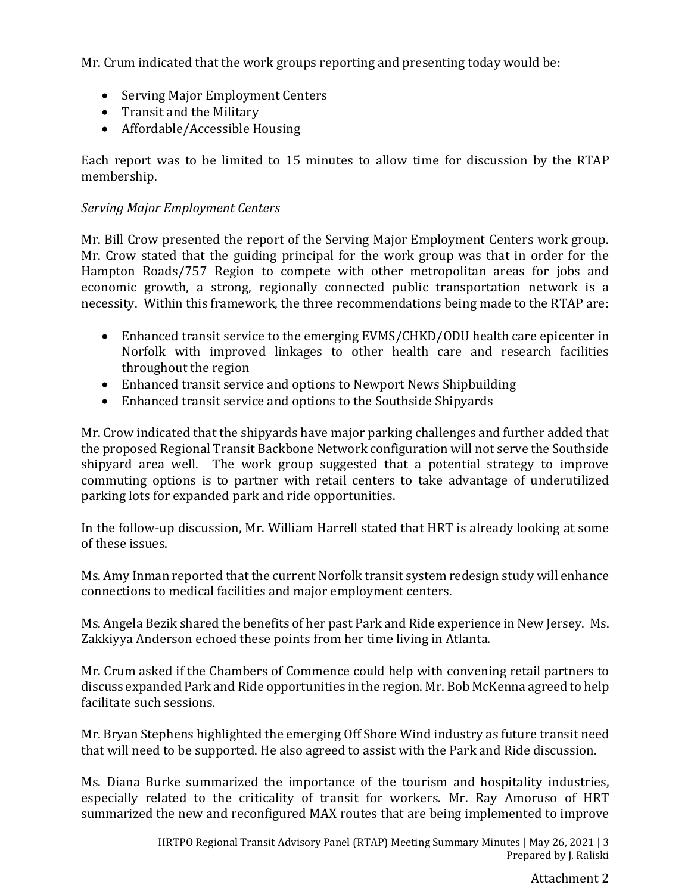Mr. Crum indicated that the work groups reporting and presenting today would be:

- Serving Major Employment Centers
- Transit and the Military
- Affordable/Accessible Housing

Each report was to be limited to 15 minutes to allow time for discussion by the RTAP membership.

*Serving Major Employment Centers*

Mr. Bill Crow presented the report of the Serving Major Employment Centers work group. Mr. Crow stated that the guiding principal for the work group was that in order for the Hampton Roads/757 Region to compete with other metropolitan areas for jobs and economic growth, a strong, regionally connected public transportation network is a necessity. Within this framework, the three recommendations being made to the RTAP are:

- Enhanced transit service to the emerging EVMS/CHKD/ODU health care epicenter in Norfolk with improved linkages to other health care and research facilities throughout the region
- Enhanced transit service and options to Newport News Shipbuilding
- Enhanced transit service and options to the Southside Shipyards

Mr. Crow indicated that the shipyards have major parking challenges and further added that the proposed Regional Transit Backbone Network configuration will not serve the Southside shipyard area well. The work group suggested that a potential strategy to improve commuting options is to partner with retail centers to take advantage of underutilized parking lots for expanded park and ride opportunities.

In the follow-up discussion, Mr. William Harrell stated that HRT is already looking at some of these issues.

Ms. Amy Inman reported that the current Norfolk transit system redesign study will enhance connections to medical facilities and major employment centers.

Ms. Angela Bezik shared the benefits of her past Park and Ride experience in New Jersey. Ms. Zakkiyya Anderson echoed these points from her time living in Atlanta.

Mr. Crum asked if the Chambers of Commence could help with convening retail partners to discuss expanded Park and Ride opportunities in the region. Mr. Bob McKenna agreed to help facilitate such sessions.

Mr. Bryan Stephens highlighted the emerging Off Shore Wind industry as future transit need that will need to be supported. He also agreed to assist with the Park and Ride discussion.

Ms. Diana Burke summarized the importance of the tourism and hospitality industries, especially related to the criticality of transit for workers. Mr. Ray Amoruso of HRT summarized the new and reconfigured MAX routes that are being implemented to improve

Attachment 2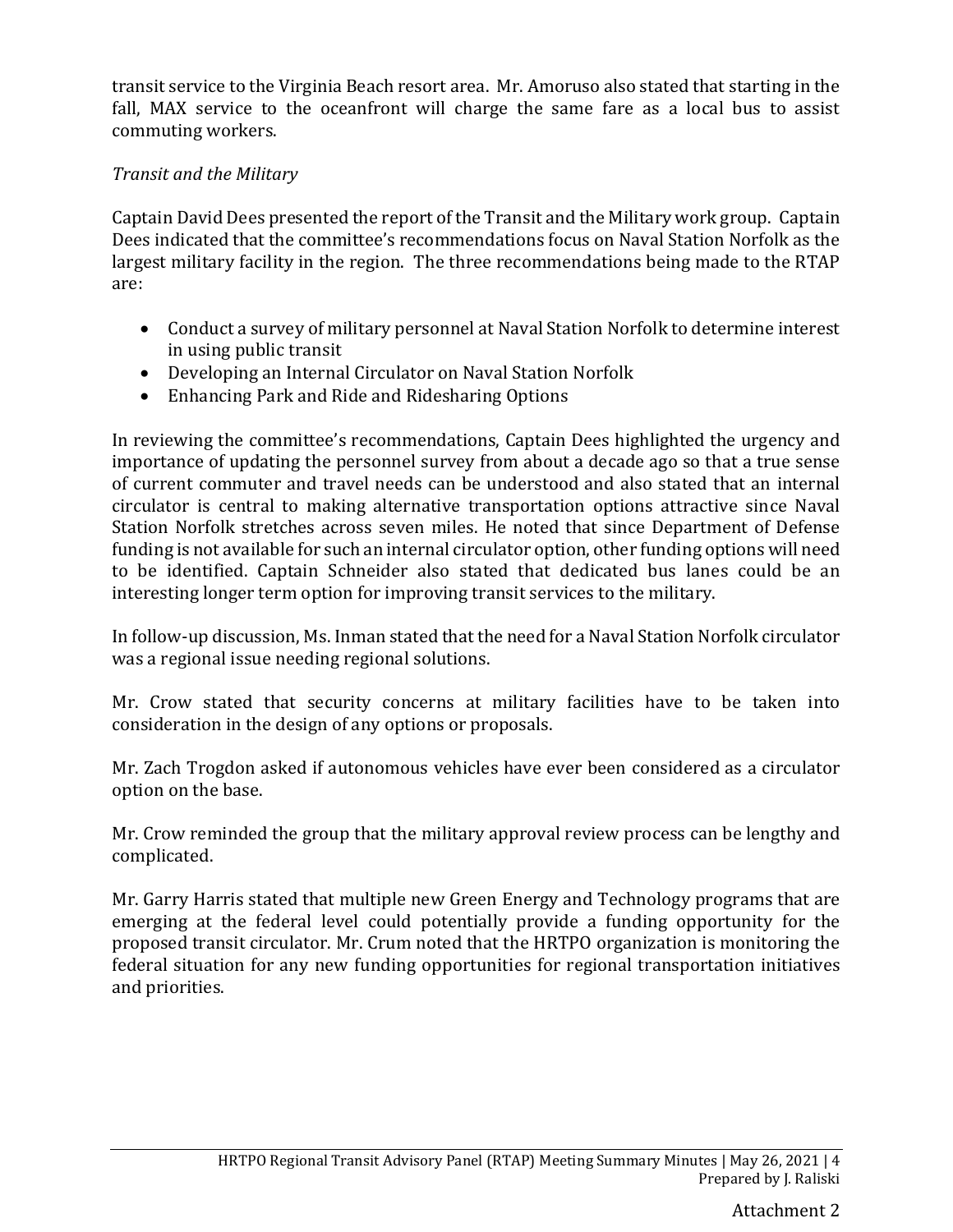transit service to the Virginia Beach resort area. Mr. Amoruso also stated that starting in the fall, MAX service to the oceanfront will charge the same fare as a local bus to assist commuting workers.

*Transit and the Military*

Captain David Dees presented the report of the Transit and the Military work group. Captain Dees indicated that the committee's recommendations focus on Naval Station Norfolk as the largest military facility in the region. The three recommendations being made to the RTAP are:

- Conduct a survey of military personnel at Naval Station Norfolk to determine interest in using public transit
- Developing an Internal Circulator on Naval Station Norfolk
- Enhancing Park and Ride and Ridesharing Options

In reviewing the committee's recommendations, Captain Dees highlighted the urgency and importance of updating the personnel survey from about a decade ago so that a true sense of current commuter and travel needs can be understood and also stated that an internal circulator is central to making alternative transportation options attractive since Naval Station Norfolk stretches across seven miles. He noted that since Department of Defense funding is not available for such an internal circulator option, other funding options will need to be identified. Captain Schneider also stated that dedicated bus lanes could be an interesting longer term option for improving transit services to the military.

In follow-up discussion, Ms. Inman stated that the need for a Naval Station Norfolk circulator was a regional issue needing regional solutions.

Mr. Crow stated that security concerns at military facilities have to be taken into consideration in the design of any options or proposals.

Mr. Zach Trogdon asked if autonomous vehicles have ever been considered as a circulator option on the base.

Mr. Crow reminded the group that the military approval review process can be lengthy and complicated.

Mr. Garry Harris stated that multiple new Green Energy and Technology programs that are emerging at the federal level could potentially provide a funding opportunity for the proposed transit circulator. Mr. Crum noted that the HRTPO organization is monitoring the federal situation for any new funding opportunities for regional transportation initiatives and priorities.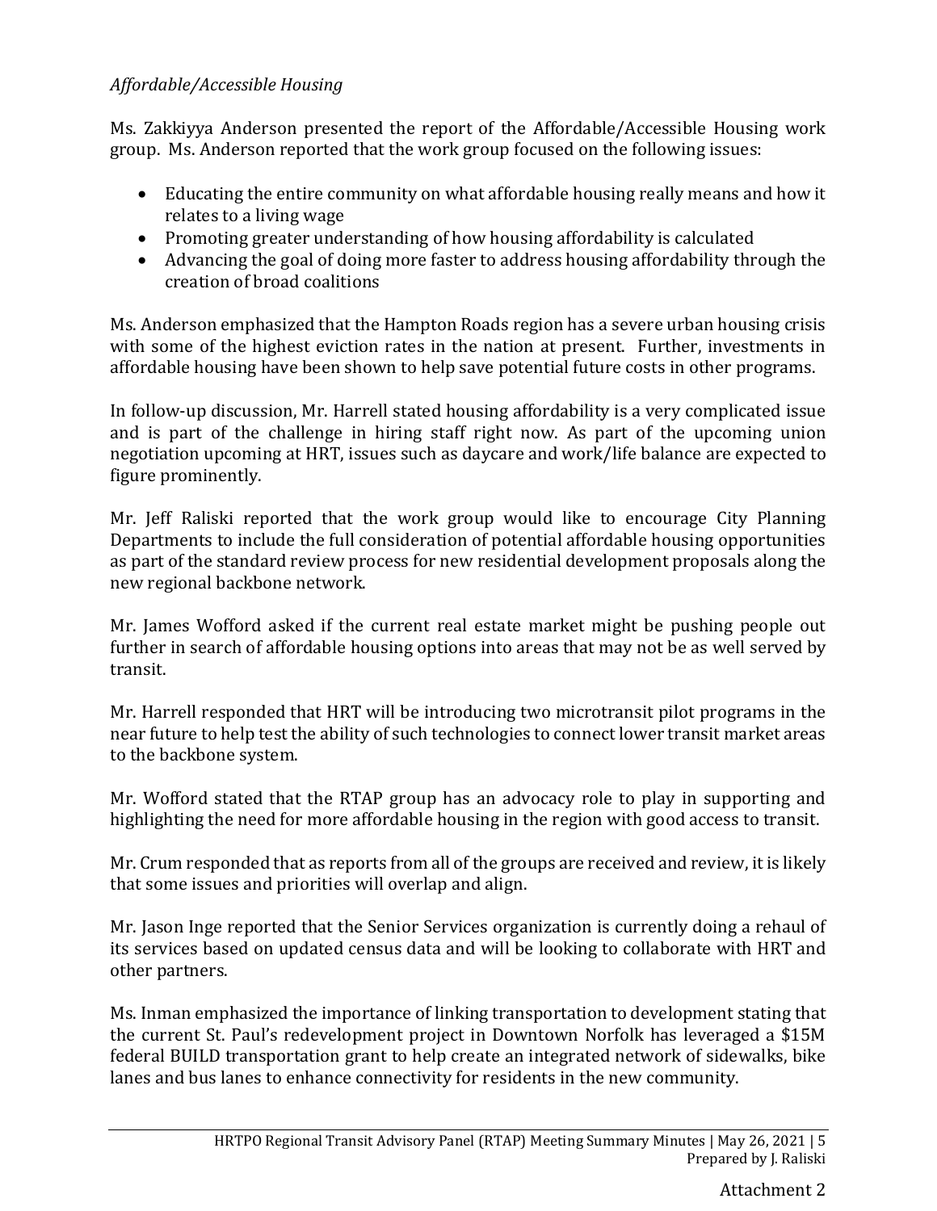*Affordable/Accessible Housing*

Ms. Zakkiyya Anderson presented the report of the Affordable/Accessible Housing work group. Ms. Anderson reported that the work group focused on the following issues:

- Educating the entire community on what affordable housing really means and how it relates to a living wage
- Promoting greater understanding of how housing affordability is calculated
- Advancing the goal of doing more faster to address housing affordability through the creation of broad coalitions

Ms. Anderson emphasized that the Hampton Roads region has a severe urban housing crisis with some of the highest eviction rates in the nation at present. Further, investments in affordable housing have been shown to help save potential future costs in other programs.

In follow-up discussion, Mr. Harrell stated housing affordability is a very complicated issue and is part of the challenge in hiring staff right now. As part of the upcoming union negotiation upcoming at HRT, issues such as daycare and work/life balance are expected to figure prominently.

Mr. Jeff Raliski reported that the work group would like to encourage City Planning Departments to include the full consideration of potential affordable housing opportunities as part of the standard review process for new residential development proposals along the new regional backbone network.

Mr. James Wofford asked if the current real estate market might be pushing people out further in search of affordable housing options into areas that may not be as well served by transit.

Mr. Harrell responded that HRT will be introducing two microtransit pilot programs in the near future to help test the ability of such technologies to connect lower transit market areas to the backbone system.

Mr. Wofford stated that the RTAP group has an advocacy role to play in supporting and highlighting the need for more affordable housing in the region with good access to transit.

Mr. Crum responded that as reports from all of the groups are received and review, it is likely that some issues and priorities will overlap and align.

Mr. Jason Inge reported that the Senior Services organization is currently doing a rehaul of its services based on updated census data and will be looking to collaborate with HRT and other partners.

Ms. Inman emphasized the importance of linking transportation to development stating that the current St. Paul's redevelopment project in Downtown Norfolk has leveraged a $15M federal BUILD transportation grant to help create an integrated network of sidewalks, bike lanes and bus lanes to enhance connectivity for residents in the new community.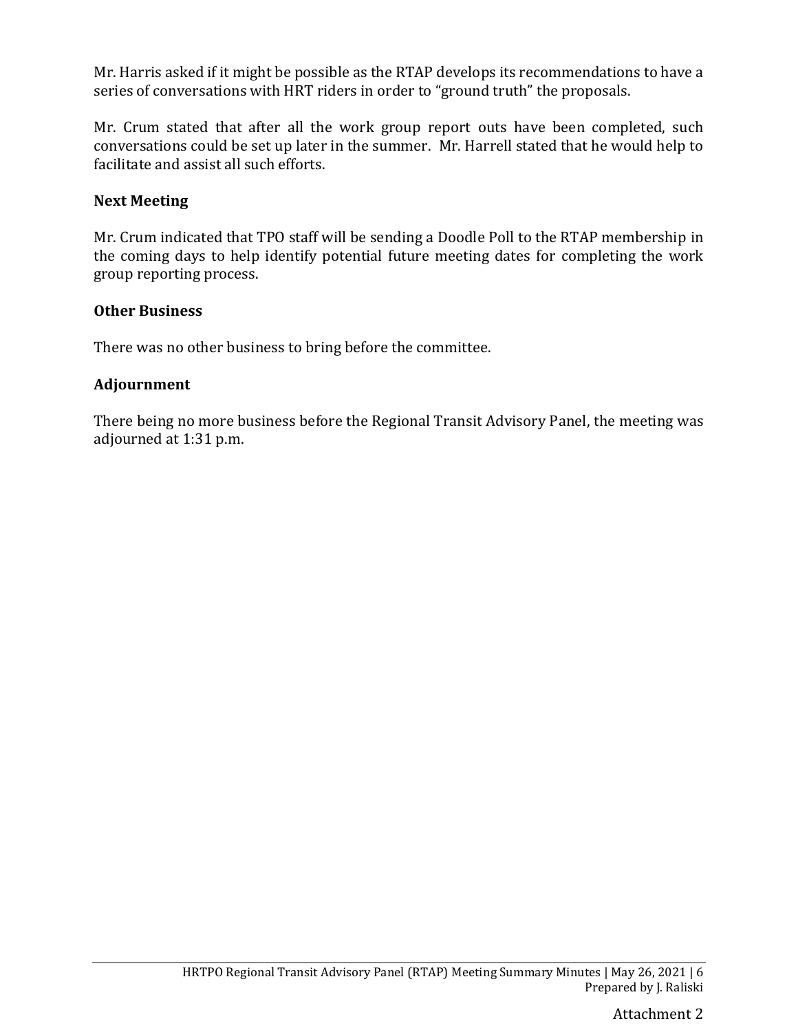Mr. Harris asked if it might be possible as the RTAP develops its recommendations to have a series of conversations with HRT riders in order to "ground truth" the proposals.

Mr. Crum stated that after all the work group report outs have been completed, such conversations could be set up later in the summer. Mr. Harrell stated that he would help to facilitate and assist all such efforts.

**Next Meeting**

Mr. Crum indicated that TPO staff will be sending a Doodle Poll to the RTAP membership in the coming days to help identify potential future meeting dates for completing the work group reporting process.

**Other Business**

There was no other business to bring before the committee.

**Adjournment**

There being no more business before the Regional Transit Advisory Panel, the meeting was adjourned at 1:31 p.m.